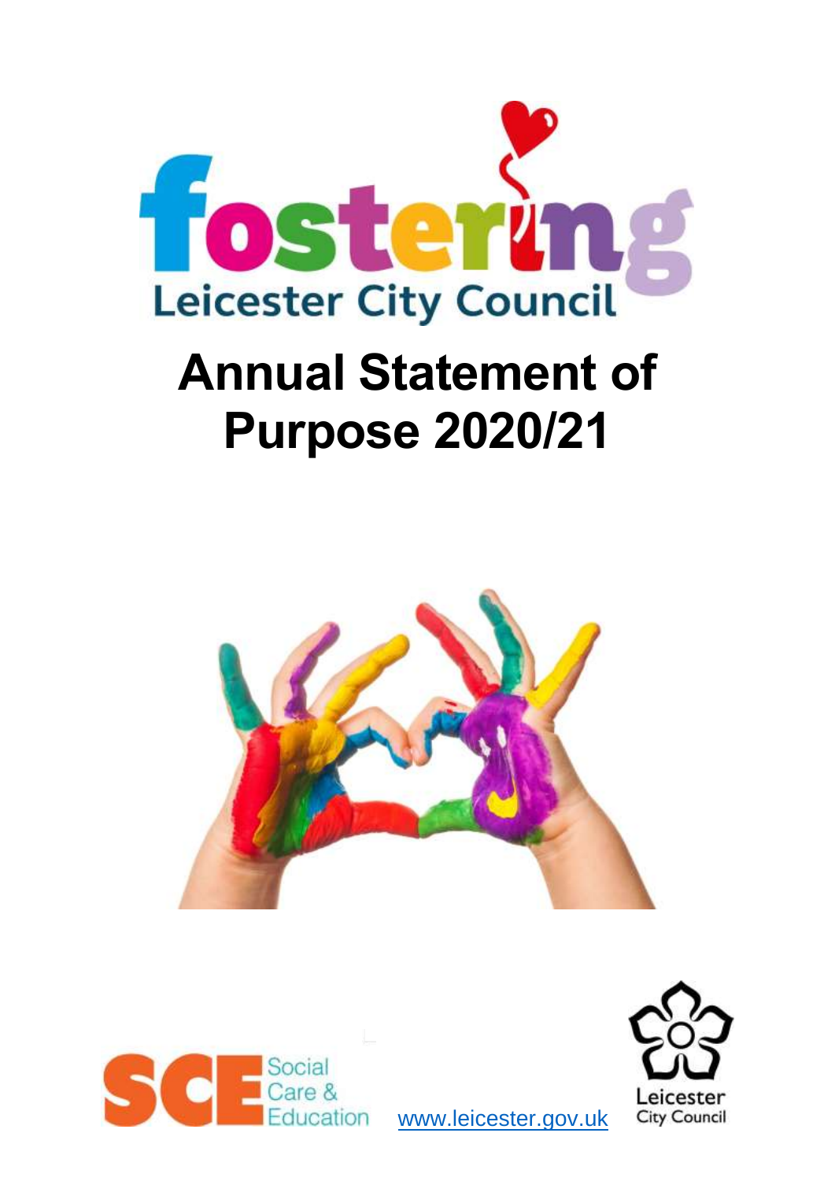fostering

Leicester City Council

# Annual Statement of Purpose 2020/21

Social Care & Education

www.leicester.gov.uk

Leicester City Council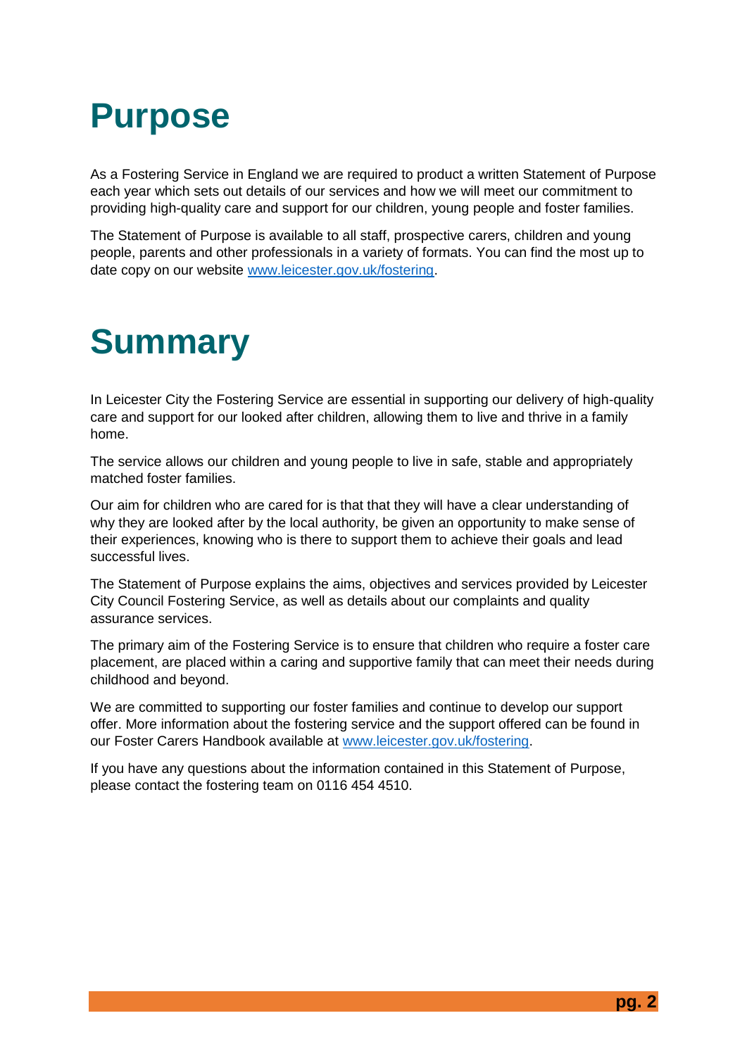# Purpose

As a Fostering Service in England we are required to product a written Statement of Purpose each year which sets out details of our services and how we will meet our commitment to providing high-quality care and support for our children, young people and foster families.

The Statement of Purpose is available to all staff, prospective carers, children and young people, parents and other professionals in a variety of formats. You can find the most up to date copy on our website [www.leicester.gov.uk/fostering](http://www.leicester.gov.uk/fostering).

# Summary

In Leicester City the Fostering Service are essential in supporting our delivery of high-quality care and support for our looked after children, allowing them to live and thrive in a family home.

The service allows our children and young people to live in safe, stable and appropriately matched foster families.

Our aim for children who are cared for is that that they will have a clear understanding of why they are looked after by the local authority, be given an opportunity to make sense of their experiences, knowing who is there to support them to achieve their goals and lead successful lives.

The Statement of Purpose explains the aims, objectives and services provided by Leicester City Council Fostering Service, as well as details about our complaints and quality assurance services.

The primary aim of the Fostering Service is to ensure that children who require a foster care placement, are placed within a caring and supportive family that can meet their needs during childhood and beyond.

We are committed to supporting our foster families and continue to develop our support offer. More information about the fostering service and the support offered can be found in our Foster Carers Handbook available at [www.leicester.gov.uk/fostering](http://www.leicester.gov.uk/fostering).

If you have any questions about the information contained in this Statement of Purpose, please contact the fostering team on 0116 454 4510.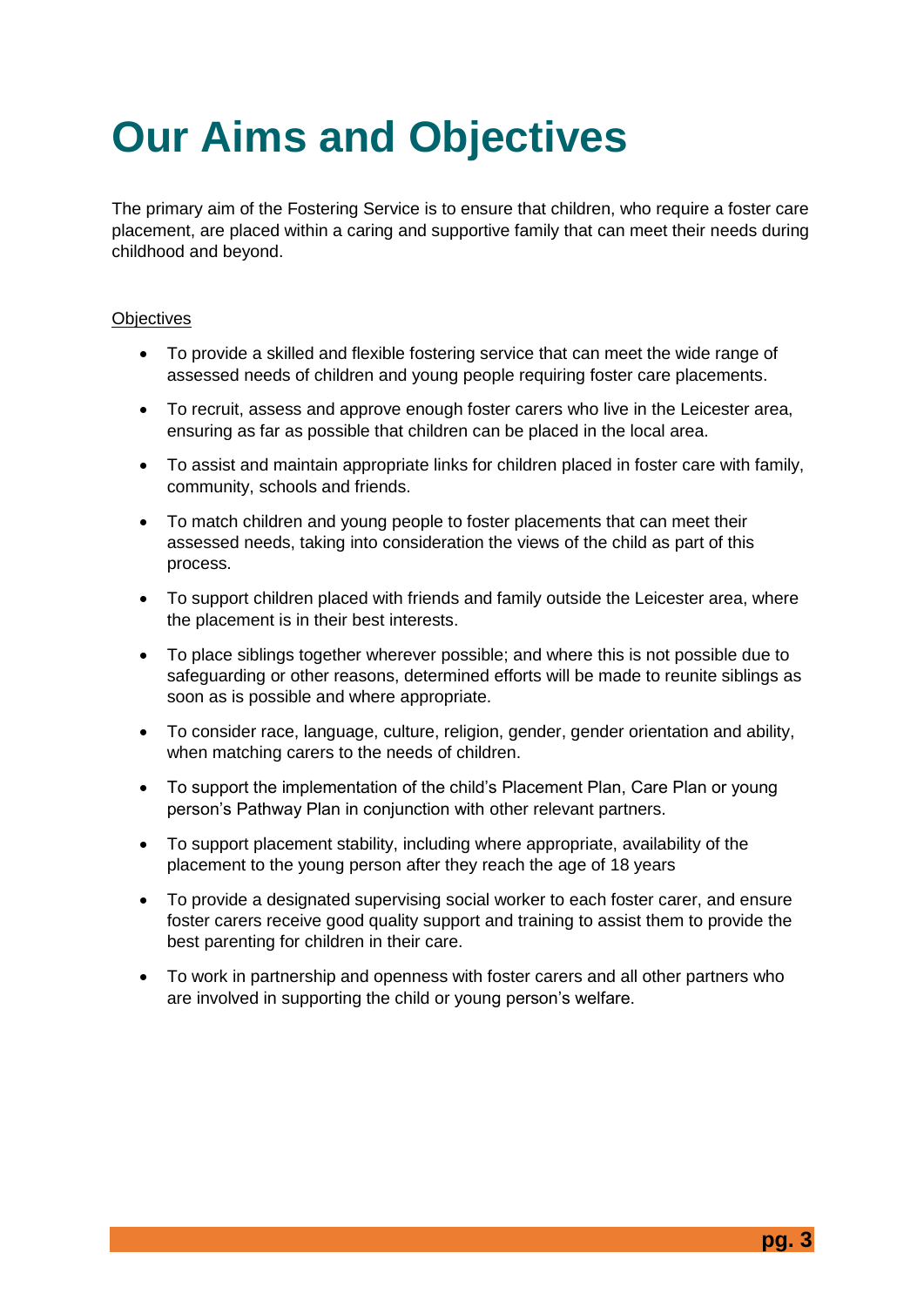# Our Aims and Objectives

The primary aim of the Fostering Service is to ensure that children, who require a foster care placement, are placed within a caring and supportive family that can meet their needs during childhood and beyond.

Objectives

- To provide a skilled and flexible fostering service that can meet the wide range of assessed needs of children and young people requiring foster care placements.
- To recruit, assess and approve enough foster carers who live in the Leicester area, ensuring as far as possible that children can be placed in the local area.
- To assist and maintain appropriate links for children placed in foster care with family, community, schools and friends.
- To match children and young people to foster placements that can meet their assessed needs, taking into consideration the views of the child as part of this process.
- To support children placed with friends and family outside the Leicester area, where the placement is in their best interests.
- To place siblings together wherever possible; and where this is not possible due to safeguarding or other reasons, determined efforts will be made to reunite siblings as soon as is possible and where appropriate.
- To consider race, language, culture, religion, gender, gender orientation and ability, when matching carers to the needs of children.
- To support the implementation of the child's Placement Plan, Care Plan or young person's Pathway Plan in conjunction with other relevant partners.
- To support placement stability, including where appropriate, availability of the placement to the young person after they reach the age of 18 years
- To provide a designated supervising social worker to each foster carer, and ensure foster carers receive good quality support and training to assist them to provide the best parenting for children in their care.
- To work in partnership and openness with foster carers and all other partners who are involved in supporting the child or young person's welfare.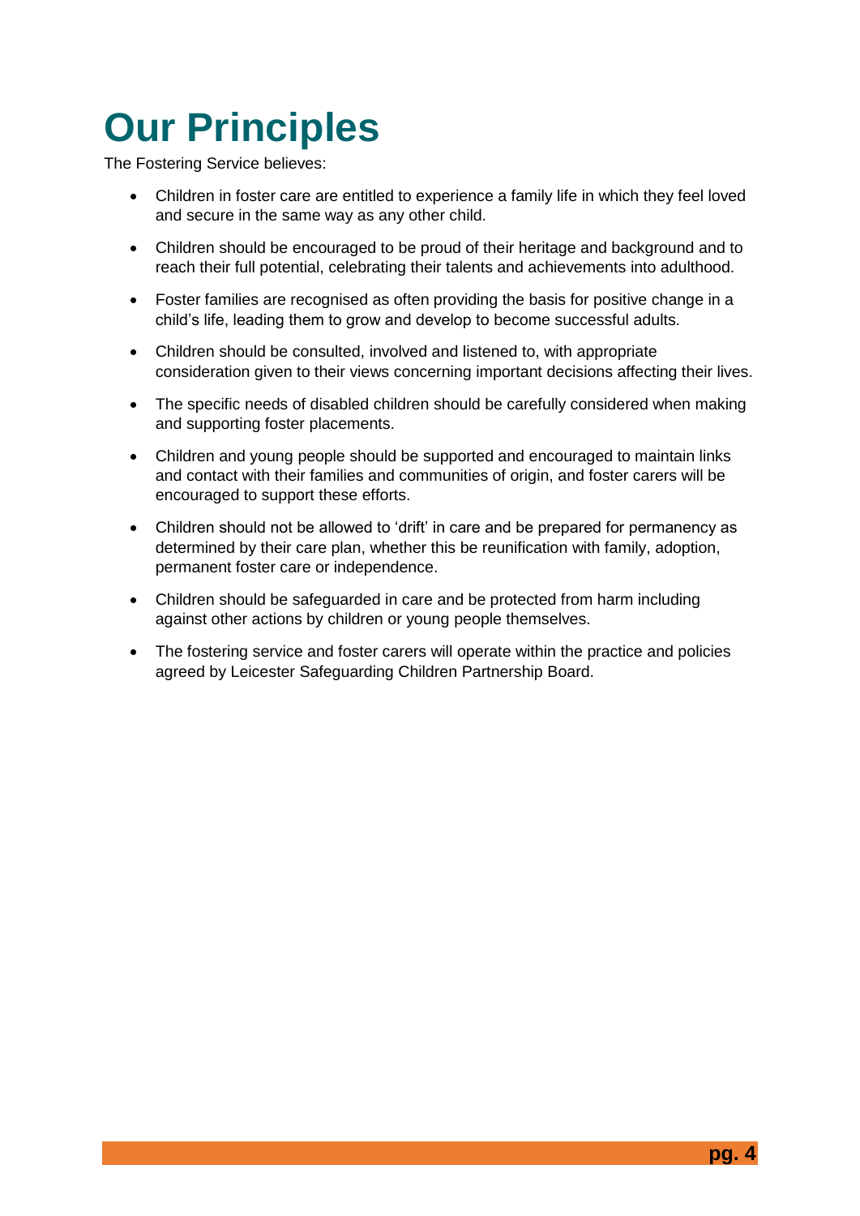# Our Principles

The Fostering Service believes:

- Children in foster care are entitled to experience a family life in which they feel loved and secure in the same way as any other child.
- Children should be encouraged to be proud of their heritage and background and to reach their full potential, celebrating their talents and achievements into adulthood.
- Foster families are recognised as often providing the basis for positive change in a child's life, leading them to grow and develop to become successful adults.
- Children should be consulted, involved and listened to, with appropriate consideration given to their views concerning important decisions affecting their lives.
- The specific needs of disabled children should be carefully considered when making and supporting foster placements.
- Children and young people should be supported and encouraged to maintain links and contact with their families and communities of origin, and foster carers will be encouraged to support these efforts.
- Children should not be allowed to 'drift' in care and be prepared for permanency as determined by their care plan, whether this be reunification with family, adoption, permanent foster care or independence.
- Children should be safeguarded in care and be protected from harm including against other actions by children or young people themselves.
- The fostering service and foster carers will operate within the practice and policies agreed by Leicester Safeguarding Children Partnership Board.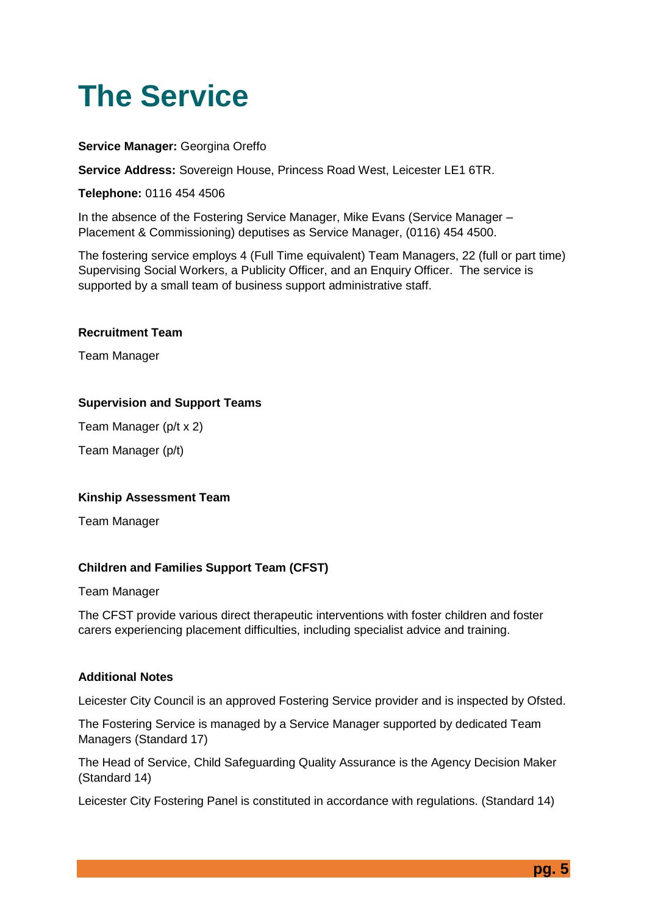# The Service

**Service Manager:** Georgina Oreffo

**Service Address:** Sovereign House, Princess Road West, Leicester LE1 6TR.

**Telephone:** 0116 454 4506

In the absence of the Fostering Service Manager, Mike Evans (Service Manager – Placement & Commissioning) deputises as Service Manager, (0116) 454 4500.

The fostering service employs 4 (Full Time equivalent) Team Managers, 22 (full or part time) Supervising Social Workers, a Publicity Officer, and an Enquiry Officer. The service is supported by a small team of business support administrative staff.

**Recruitment Team**

Team Manager

**Supervision and Support Teams**

Team Manager (p/t x 2)

Team Manager (p/t)

**Kinship Assessment Team**

Team Manager

**Children and Families Support Team (CFST)**

Team Manager

The CFST provide various direct therapeutic interventions with foster children and foster carers experiencing placement difficulties, including specialist advice and training.

**Additional Notes**

Leicester City Council is an approved Fostering Service provider and is inspected by Ofsted.

The Fostering Service is managed by a Service Manager supported by dedicated Team Managers (Standard 17)

The Head of Service, Child Safeguarding Quality Assurance is the Agency Decision Maker (Standard 14)

Leicester City Fostering Panel is constituted in accordance with regulations. (Standard 14)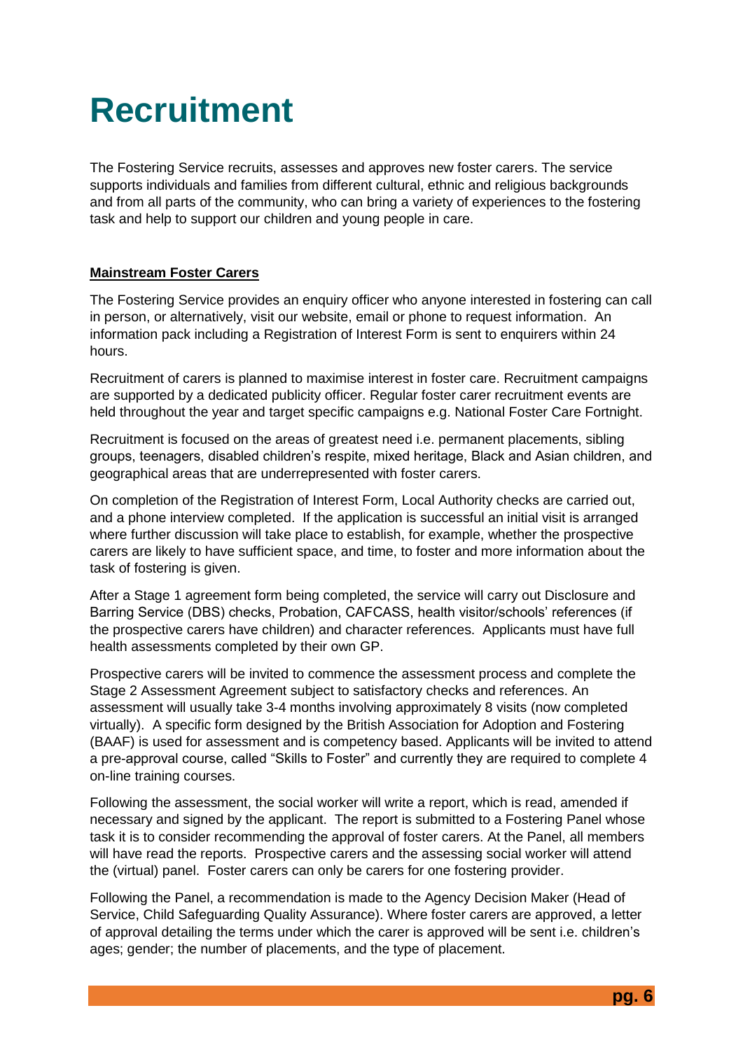# Recruitment

The Fostering Service recruits, assesses and approves new foster carers. The service supports individuals and families from different cultural, ethnic and religious backgrounds and from all parts of the community, who can bring a variety of experiences to the fostering task and help to support our children and young people in care.

**Mainstream Foster Carers**

The Fostering Service provides an enquiry officer who anyone interested in fostering can call in person, or alternatively, visit our website, email or phone to request information. An information pack including a Registration of Interest Form is sent to enquirers within 24 hours.

Recruitment of carers is planned to maximise interest in foster care. Recruitment campaigns are supported by a dedicated publicity officer. Regular foster carer recruitment events are held throughout the year and target specific campaigns e.g. National Foster Care Fortnight.

Recruitment is focused on the areas of greatest need i.e. permanent placements, sibling groups, teenagers, disabled children's respite, mixed heritage, Black and Asian children, and geographical areas that are underrepresented with foster carers.

On completion of the Registration of Interest Form, Local Authority checks are carried out, and a phone interview completed. If the application is successful an initial visit is arranged where further discussion will take place to establish, for example, whether the prospective carers are likely to have sufficient space, and time, to foster and more information about the task of fostering is given.

After a Stage 1 agreement form being completed, the service will carry out Disclosure and Barring Service (DBS) checks, Probation, CAFCASS, health visitor/schools' references (if the prospective carers have children) and character references. Applicants must have full health assessments completed by their own GP.

Prospective carers will be invited to commence the assessment process and complete the Stage 2 Assessment Agreement subject to satisfactory checks and references. An assessment will usually take 3-4 months involving approximately 8 visits (now completed virtually). A specific form designed by the British Association for Adoption and Fostering (BAAF) is used for assessment and is competency based. Applicants will be invited to attend a pre-approval course, called "Skills to Foster" and currently they are required to complete 4 on-line training courses.

Following the assessment, the social worker will write a report, which is read, amended if necessary and signed by the applicant. The report is submitted to a Fostering Panel whose task it is to consider recommending the approval of foster carers. At the Panel, all members will have read the reports. Prospective carers and the assessing social worker will attend the (virtual) panel. Foster carers can only be carers for one fostering provider.

Following the Panel, a recommendation is made to the Agency Decision Maker (Head of Service, Child Safeguarding Quality Assurance). Where foster carers are approved, a letter of approval detailing the terms under which the carer is approved will be sent i.e. children's ages; gender; the number of placements, and the type of placement.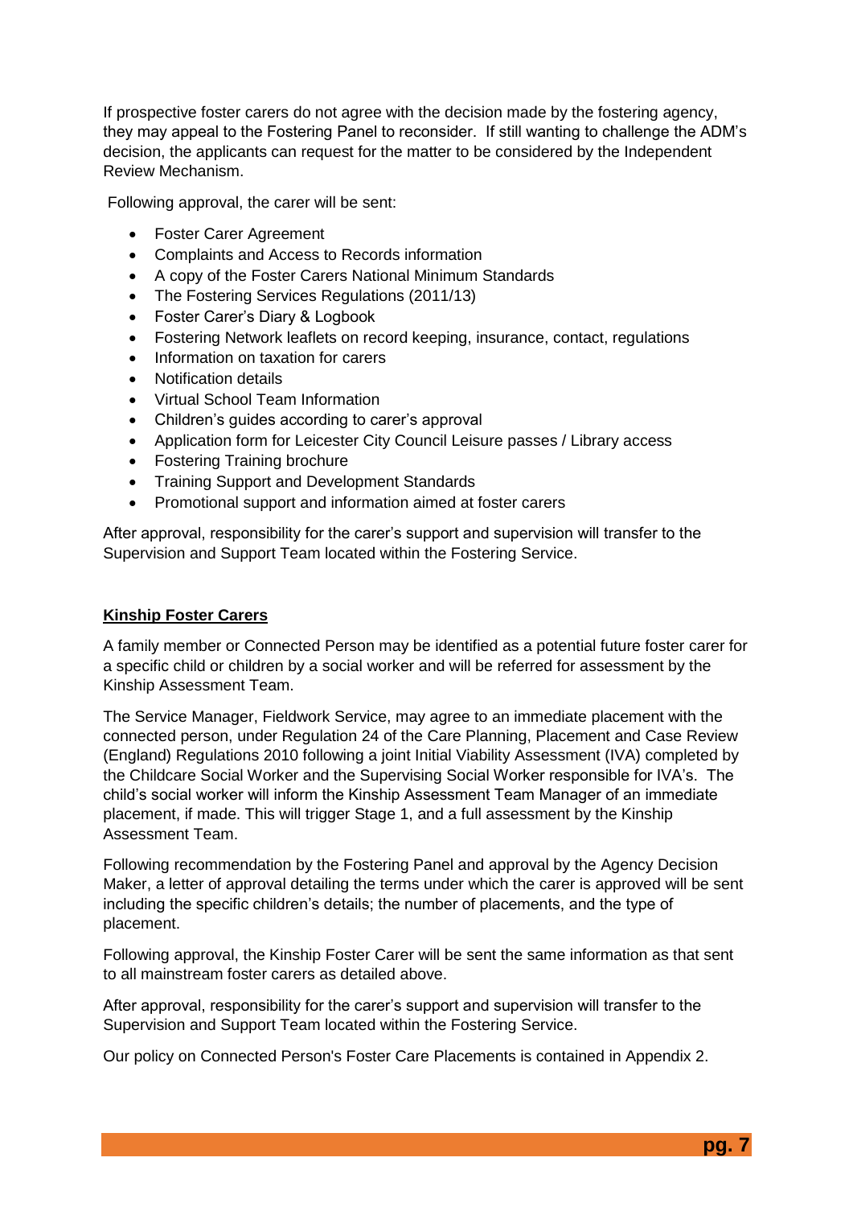If prospective foster carers do not agree with the decision made by the fostering agency, they may appeal to the Fostering Panel to reconsider. If still wanting to challenge the ADM's decision, the applicants can request for the matter to be considered by the Independent Review Mechanism.

Following approval, the carer will be sent:

- Foster Carer Agreement
- Complaints and Access to Records information
- A copy of the Foster Carers National Minimum Standards
- The Fostering Services Regulations (2011/13)
- Foster Carer's Diary & Logbook
- Fostering Network leaflets on record keeping, insurance, contact, regulations
- Information on taxation for carers
- Notification details
- Virtual School Team Information
- Children's guides according to carer's approval
- Application form for Leicester City Council Leisure passes / Library access
- Fostering Training brochure
- Training Support and Development Standards
- Promotional support and information aimed at foster carers

After approval, responsibility for the carer's support and supervision will transfer to the Supervision and Support Team located within the Fostering Service.

**Kinship Foster Carers**

A family member or Connected Person may be identified as a potential future foster carer for a specific child or children by a social worker and will be referred for assessment by the Kinship Assessment Team.

The Service Manager, Fieldwork Service, may agree to an immediate placement with the connected person, under Regulation 24 of the Care Planning, Placement and Case Review (England) Regulations 2010 following a joint Initial Viability Assessment (IVA) completed by the Childcare Social Worker and the Supervising Social Worker responsible for IVA's. The child's social worker will inform the Kinship Assessment Team Manager of an immediate placement, if made. This will trigger Stage 1, and a full assessment by the Kinship Assessment Team.

Following recommendation by the Fostering Panel and approval by the Agency Decision Maker, a letter of approval detailing the terms under which the carer is approved will be sent including the specific children's details; the number of placements, and the type of placement.

Following approval, the Kinship Foster Carer will be sent the same information as that sent to all mainstream foster carers as detailed above.

After approval, responsibility for the carer's support and supervision will transfer to the Supervision and Support Team located within the Fostering Service.

Our policy on Connected Person's Foster Care Placements is contained in Appendix 2.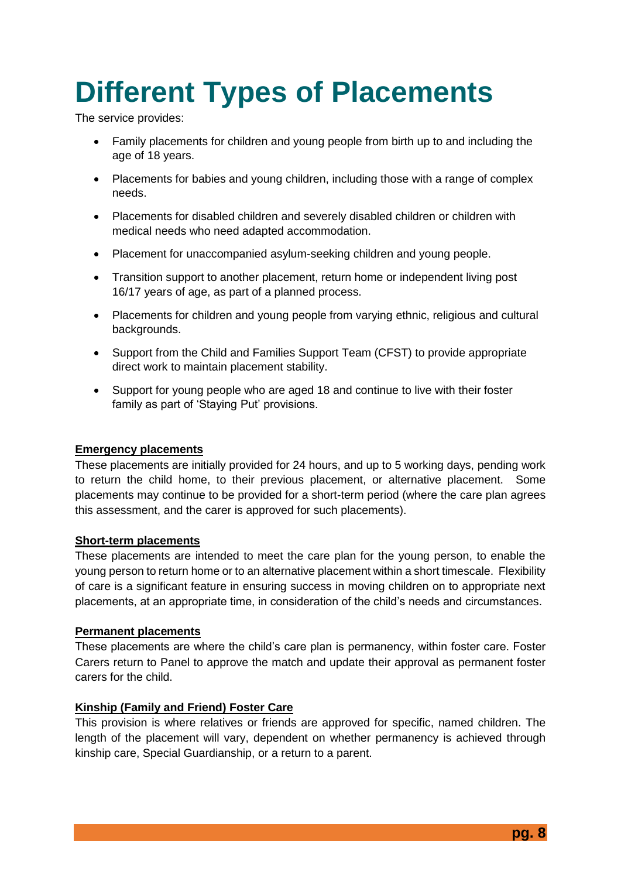# Different Types of Placements

The service provides:

- Family placements for children and young people from birth up to and including the age of 18 years.
- Placements for babies and young children, including those with a range of complex needs.
- Placements for disabled children and severely disabled children or children with medical needs who need adapted accommodation.
- Placement for unaccompanied asylum-seeking children and young people.
- Transition support to another placement, return home or independent living post 16/17 years of age, as part of a planned process.
- Placements for children and young people from varying ethnic, religious and cultural backgrounds.
- Support from the Child and Families Support Team (CFST) to provide appropriate direct work to maintain placement stability.
- Support for young people who are aged 18 and continue to live with their foster family as part of 'Staying Put' provisions.

**Emergency placements**

These placements are initially provided for 24 hours, and up to 5 working days, pending work to return the child home, to their previous placement, or alternative placement. Some placements may continue to be provided for a short-term period (where the care plan agrees this assessment, and the carer is approved for such placements).

**Short-term placements**

These placements are intended to meet the care plan for the young person, to enable the young person to return home or to an alternative placement within a short timescale. Flexibility of care is a significant feature in ensuring success in moving children on to appropriate next placements, at an appropriate time, in consideration of the child's needs and circumstances.

**Permanent placements**

These placements are where the child's care plan is permanency, within foster care. Foster Carers return to Panel to approve the match and update their approval as permanent foster carers for the child.

**Kinship (Family and Friend) Foster Care**

This provision is where relatives or friends are approved for specific, named children. The length of the placement will vary, dependent on whether permanency is achieved through kinship care, Special Guardianship, or a return to a parent.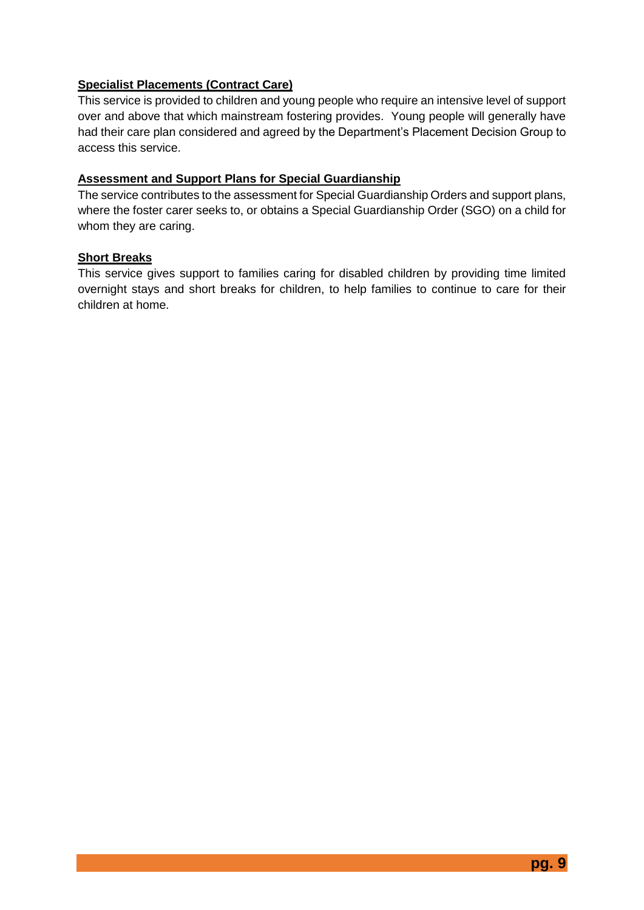**Specialist Placements (Contract Care)**

This service is provided to children and young people who require an intensive level of support over and above that which mainstream fostering provides. Young people will generally have had their care plan considered and agreed by the Department's Placement Decision Group to access this service.

**Assessment and Support Plans for Special Guardianship**

The service contributes to the assessment for Special Guardianship Orders and support plans, where the foster carer seeks to, or obtains a Special Guardianship Order (SGO) on a child for whom they are caring.

**Short Breaks**

This service gives support to families caring for disabled children by providing time limited overnight stays and short breaks for children, to help families to continue to care for their children at home.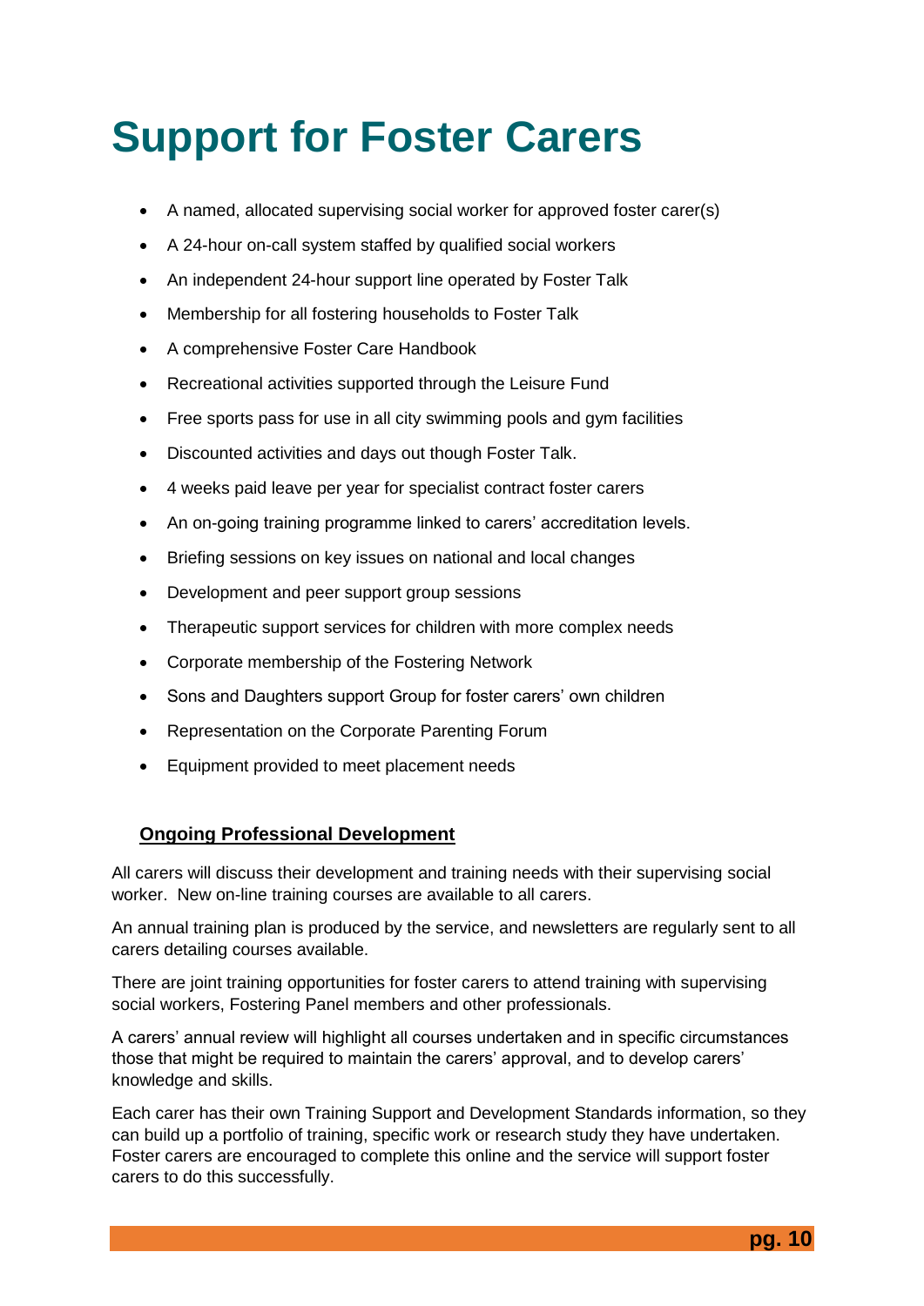# Support for Foster Carers

- A named, allocated supervising social worker for approved foster carer(s)
- A 24-hour on-call system staffed by qualified social workers
- An independent 24-hour support line operated by Foster Talk
- Membership for all fostering households to Foster Talk
- A comprehensive Foster Care Handbook
- Recreational activities supported through the Leisure Fund
- Free sports pass for use in all city swimming pools and gym facilities
- Discounted activities and days out though Foster Talk.
- 4 weeks paid leave per year for specialist contract foster carers
- An on-going training programme linked to carers' accreditation levels.
- Briefing sessions on key issues on national and local changes
- Development and peer support group sessions
- Therapeutic support services for children with more complex needs
- Corporate membership of the Fostering Network
- Sons and Daughters support Group for foster carers' own children
- Representation on the Corporate Parenting Forum
- Equipment provided to meet placement needs

**<u>Ongoing Professional Development</u>**

All carers will discuss their development and training needs with their supervising social worker. New on-line training courses are available to all carers.

An annual training plan is produced by the service, and newsletters are regularly sent to all carers detailing courses available.

There are joint training opportunities for foster carers to attend training with supervising social workers, Fostering Panel members and other professionals.

A carers' annual review will highlight all courses undertaken and in specific circumstances those that might be required to maintain the carers' approval, and to develop carers' knowledge and skills.

Each carer has their own Training Support and Development Standards information, so they can build up a portfolio of training, specific work or research study they have undertaken. Foster carers are encouraged to complete this online and the service will support foster carers to do this successfully.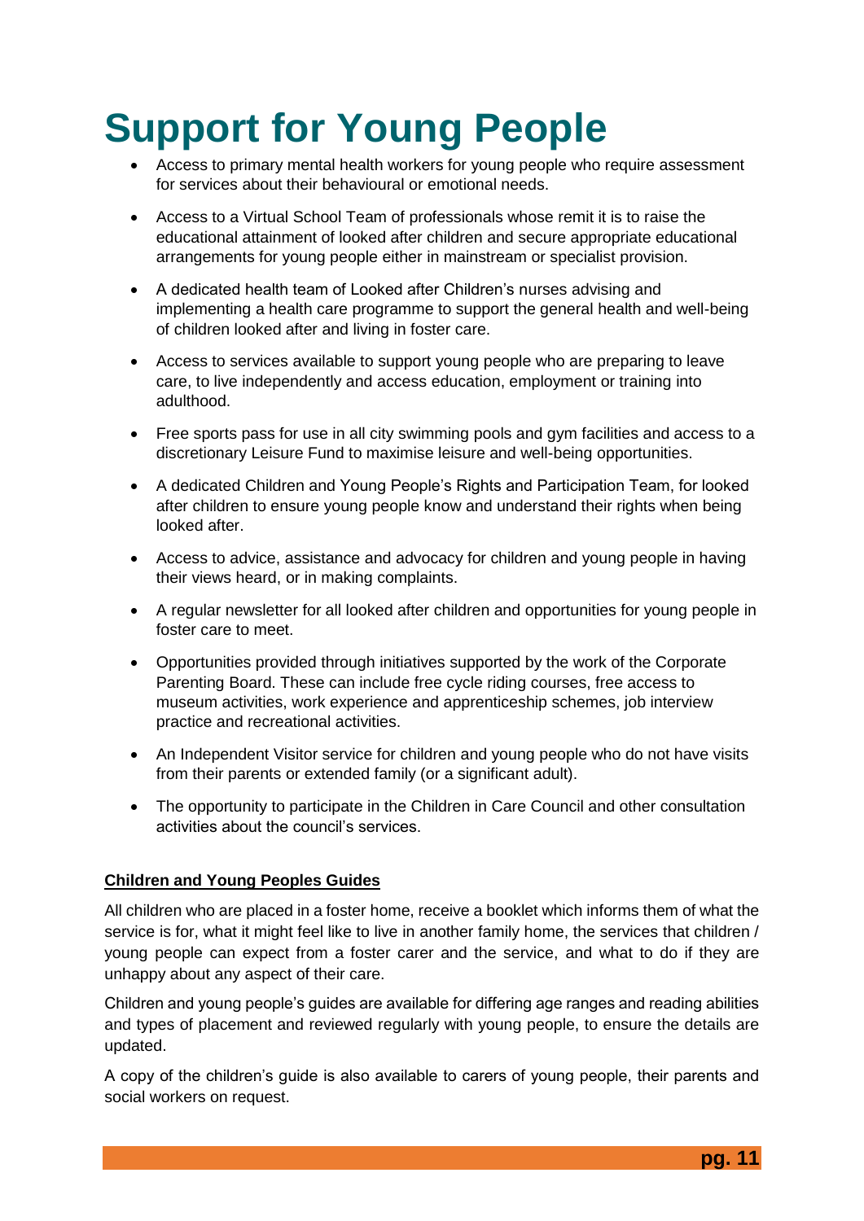# Support for Young People

- Access to primary mental health workers for young people who require assessment for services about their behavioural or emotional needs.
- Access to a Virtual School Team of professionals whose remit it is to raise the educational attainment of looked after children and secure appropriate educational arrangements for young people either in mainstream or specialist provision.
- A dedicated health team of Looked after Children's nurses advising and implementing a health care programme to support the general health and well-being of children looked after and living in foster care.
- Access to services available to support young people who are preparing to leave care, to live independently and access education, employment or training into adulthood.
- Free sports pass for use in all city swimming pools and gym facilities and access to a discretionary Leisure Fund to maximise leisure and well-being opportunities.
- A dedicated Children and Young People's Rights and Participation Team, for looked after children to ensure young people know and understand their rights when being looked after.
- Access to advice, assistance and advocacy for children and young people in having their views heard, or in making complaints.
- A regular newsletter for all looked after children and opportunities for young people in foster care to meet.
- Opportunities provided through initiatives supported by the work of the Corporate Parenting Board. These can include free cycle riding courses, free access to museum activities, work experience and apprenticeship schemes, job interview practice and recreational activities.
- An Independent Visitor service for children and young people who do not have visits from their parents or extended family (or a significant adult).
- The opportunity to participate in the Children in Care Council and other consultation activities about the council's services.

**Children and Young Peoples Guides**

All children who are placed in a foster home, receive a booklet which informs them of what the service is for, what it might feel like to live in another family home, the services that children / young people can expect from a foster carer and the service, and what to do if they are unhappy about any aspect of their care.

Children and young people's guides are available for differing age ranges and reading abilities and types of placement and reviewed regularly with young people, to ensure the details are updated.

A copy of the children's guide is also available to carers of young people, their parents and social workers on request.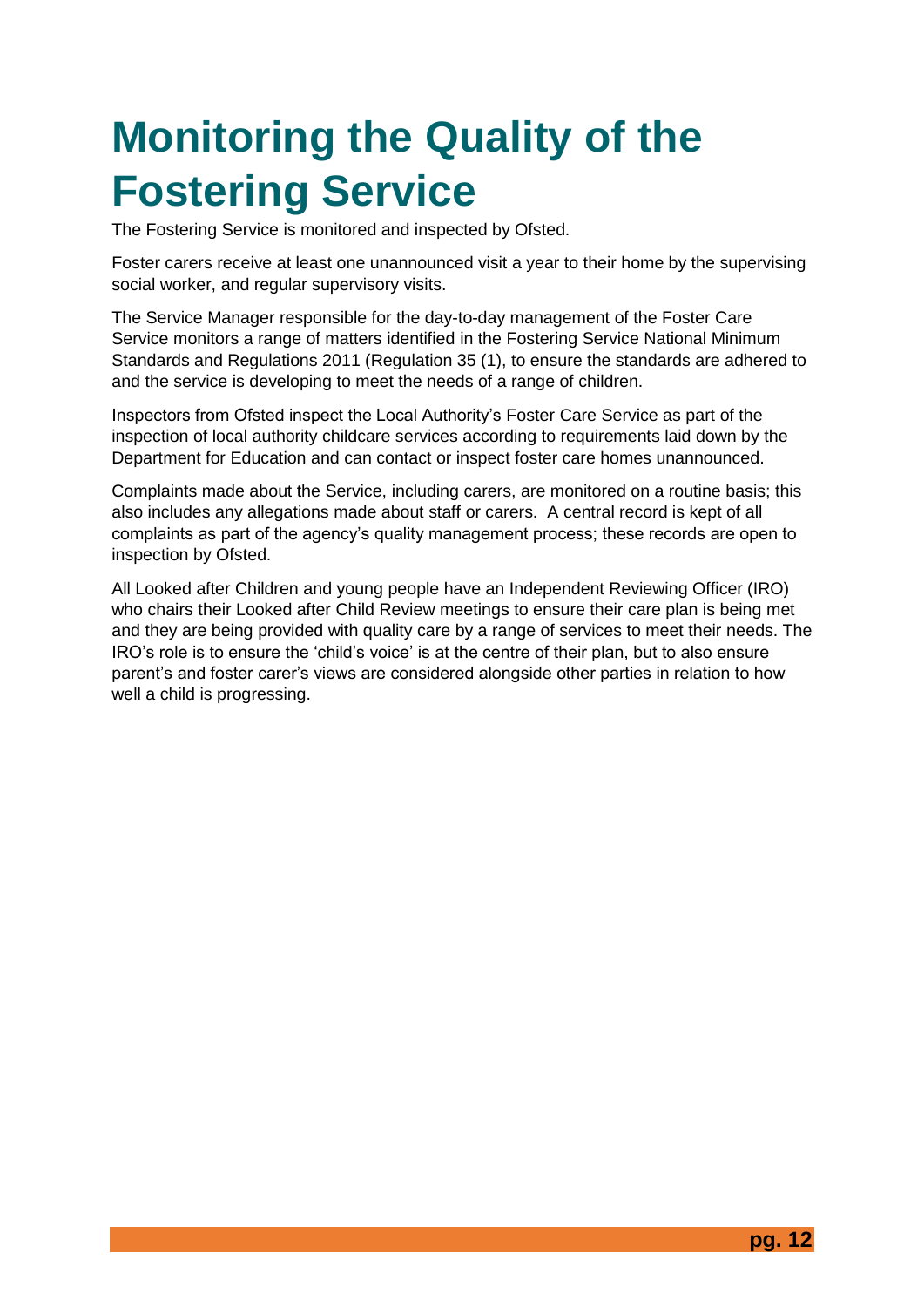# Monitoring the Quality of the Fostering Service

The Fostering Service is monitored and inspected by Ofsted.

Foster carers receive at least one unannounced visit a year to their home by the supervising social worker, and regular supervisory visits.

The Service Manager responsible for the day-to-day management of the Foster Care Service monitors a range of matters identified in the Fostering Service National Minimum Standards and Regulations 2011 (Regulation 35 (1), to ensure the standards are adhered to and the service is developing to meet the needs of a range of children.

Inspectors from Ofsted inspect the Local Authority's Foster Care Service as part of the inspection of local authority childcare services according to requirements laid down by the Department for Education and can contact or inspect foster care homes unannounced.

Complaints made about the Service, including carers, are monitored on a routine basis; this also includes any allegations made about staff or carers. A central record is kept of all complaints as part of the agency's quality management process; these records are open to inspection by Ofsted.

All Looked after Children and young people have an Independent Reviewing Officer (IRO) who chairs their Looked after Child Review meetings to ensure their care plan is being met and they are being provided with quality care by a range of services to meet their needs. The IRO's role is to ensure the 'child's voice' is at the centre of their plan, but to also ensure parent's and foster carer's views are considered alongside other parties in relation to how well a child is progressing.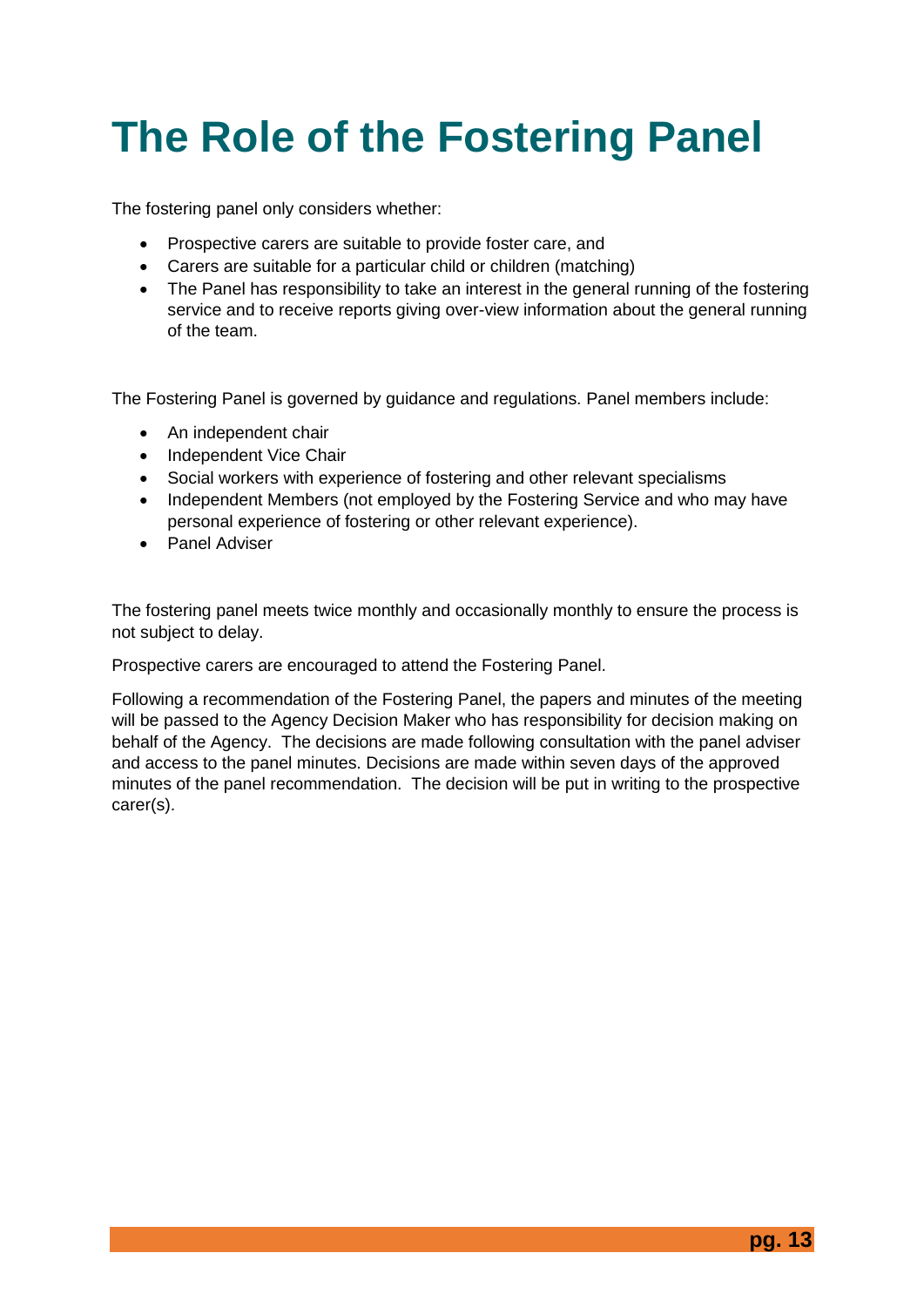# The Role of the Fostering Panel

The fostering panel only considers whether:

- Prospective carers are suitable to provide foster care, and
- Carers are suitable for a particular child or children (matching)
- The Panel has responsibility to take an interest in the general running of the fostering service and to receive reports giving over-view information about the general running of the team.

The Fostering Panel is governed by guidance and regulations. Panel members include:

- An independent chair
- Independent Vice Chair
- Social workers with experience of fostering and other relevant specialisms
- Independent Members (not employed by the Fostering Service and who may have personal experience of fostering or other relevant experience).
- Panel Adviser

The fostering panel meets twice monthly and occasionally monthly to ensure the process is not subject to delay.

Prospective carers are encouraged to attend the Fostering Panel.

Following a recommendation of the Fostering Panel, the papers and minutes of the meeting will be passed to the Agency Decision Maker who has responsibility for decision making on behalf of the Agency. The decisions are made following consultation with the panel adviser and access to the panel minutes. Decisions are made within seven days of the approved minutes of the panel recommendation. The decision will be put in writing to the prospective carer(s).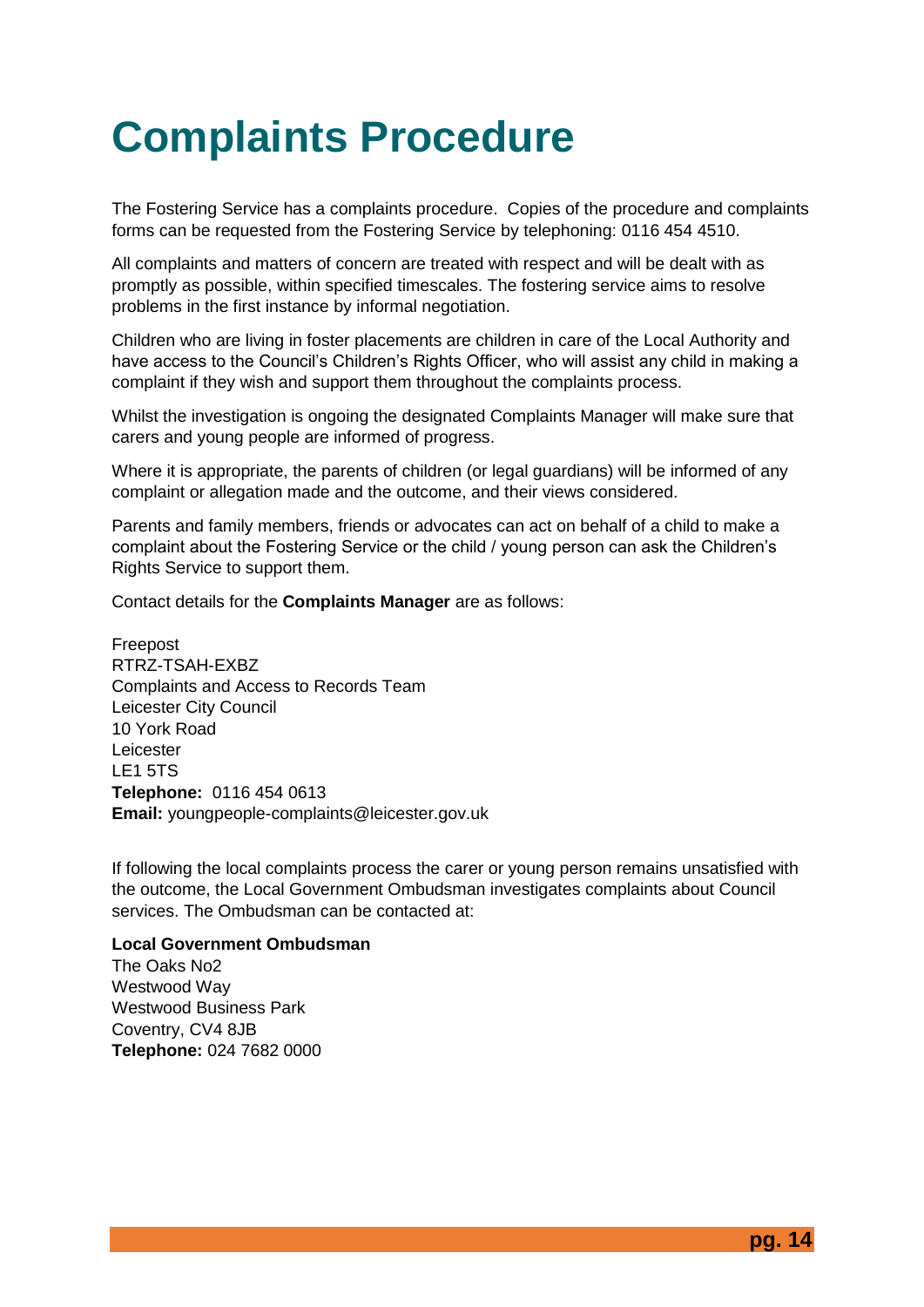# Complaints Procedure

The Fostering Service has a complaints procedure. Copies of the procedure and complaints forms can be requested from the Fostering Service by telephoning: 0116 454 4510.

All complaints and matters of concern are treated with respect and will be dealt with as promptly as possible, within specified timescales. The fostering service aims to resolve problems in the first instance by informal negotiation.

Children who are living in foster placements are children in care of the Local Authority and have access to the Council's Children's Rights Officer, who will assist any child in making a complaint if they wish and support them throughout the complaints process.

Whilst the investigation is ongoing the designated Complaints Manager will make sure that carers and young people are informed of progress.

Where it is appropriate, the parents of children (or legal guardians) will be informed of any complaint or allegation made and the outcome, and their views considered.

Parents and family members, friends or advocates can act on behalf of a child to make a complaint about the Fostering Service or the child / young person can ask the Children's Rights Service to support them.

Contact details for the **Complaints Manager** are as follows:

Freepost
RTRZ-TSAH-EXBZ
Complaints and Access to Records Team
Leicester City Council
10 York Road
Leicester
LE1 5TS
**Telephone:** 0116 454 0613
**Email:** youngpeople-complaints@leicester.gov.uk

If following the local complaints process the carer or young person remains unsatisfied with the outcome, the Local Government Ombudsman investigates complaints about Council services. The Ombudsman can be contacted at:

**Local Government Ombudsman**
The Oaks No2
Westwood Way
Westwood Business Park
Coventry, CV4 8JB
**Telephone:** 024 7682 0000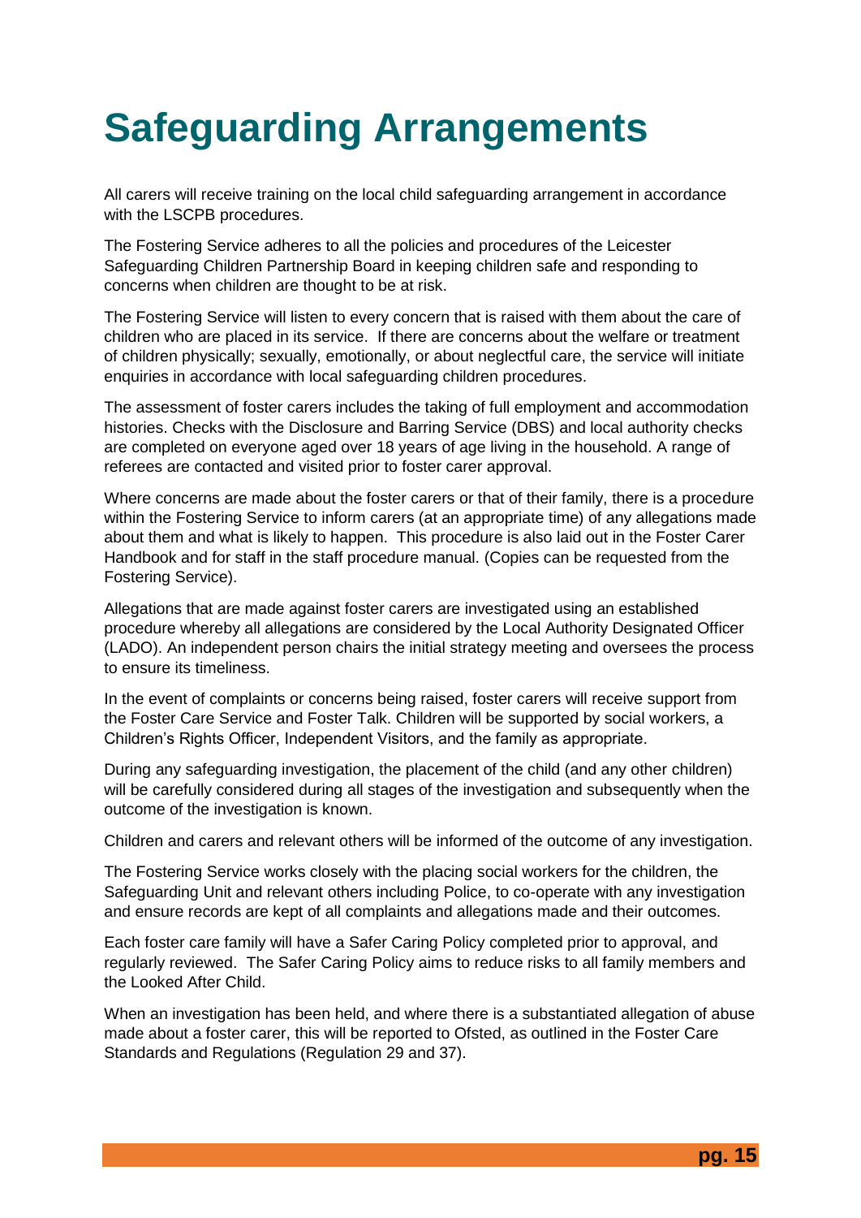# Safeguarding Arrangements

All carers will receive training on the local child safeguarding arrangement in accordance with the LSCPB procedures.

The Fostering Service adheres to all the policies and procedures of the Leicester Safeguarding Children Partnership Board in keeping children safe and responding to concerns when children are thought to be at risk.

The Fostering Service will listen to every concern that is raised with them about the care of children who are placed in its service. If there are concerns about the welfare or treatment of children physically; sexually, emotionally, or about neglectful care, the service will initiate enquiries in accordance with local safeguarding children procedures.

The assessment of foster carers includes the taking of full employment and accommodation histories. Checks with the Disclosure and Barring Service (DBS) and local authority checks are completed on everyone aged over 18 years of age living in the household. A range of referees are contacted and visited prior to foster carer approval.

Where concerns are made about the foster carers or that of their family, there is a procedure within the Fostering Service to inform carers (at an appropriate time) of any allegations made about them and what is likely to happen. This procedure is also laid out in the Foster Carer Handbook and for staff in the staff procedure manual. (Copies can be requested from the Fostering Service).

Allegations that are made against foster carers are investigated using an established procedure whereby all allegations are considered by the Local Authority Designated Officer (LADO). An independent person chairs the initial strategy meeting and oversees the process to ensure its timeliness.

In the event of complaints or concerns being raised, foster carers will receive support from the Foster Care Service and Foster Talk. Children will be supported by social workers, a Children's Rights Officer, Independent Visitors, and the family as appropriate.

During any safeguarding investigation, the placement of the child (and any other children) will be carefully considered during all stages of the investigation and subsequently when the outcome of the investigation is known.

Children and carers and relevant others will be informed of the outcome of any investigation.

The Fostering Service works closely with the placing social workers for the children, the Safeguarding Unit and relevant others including Police, to co-operate with any investigation and ensure records are kept of all complaints and allegations made and their outcomes.

Each foster care family will have a Safer Caring Policy completed prior to approval, and regularly reviewed. The Safer Caring Policy aims to reduce risks to all family members and the Looked After Child.

When an investigation has been held, and where there is a substantiated allegation of abuse made about a foster carer, this will be reported to Ofsted, as outlined in the Foster Care Standards and Regulations (Regulation 29 and 37).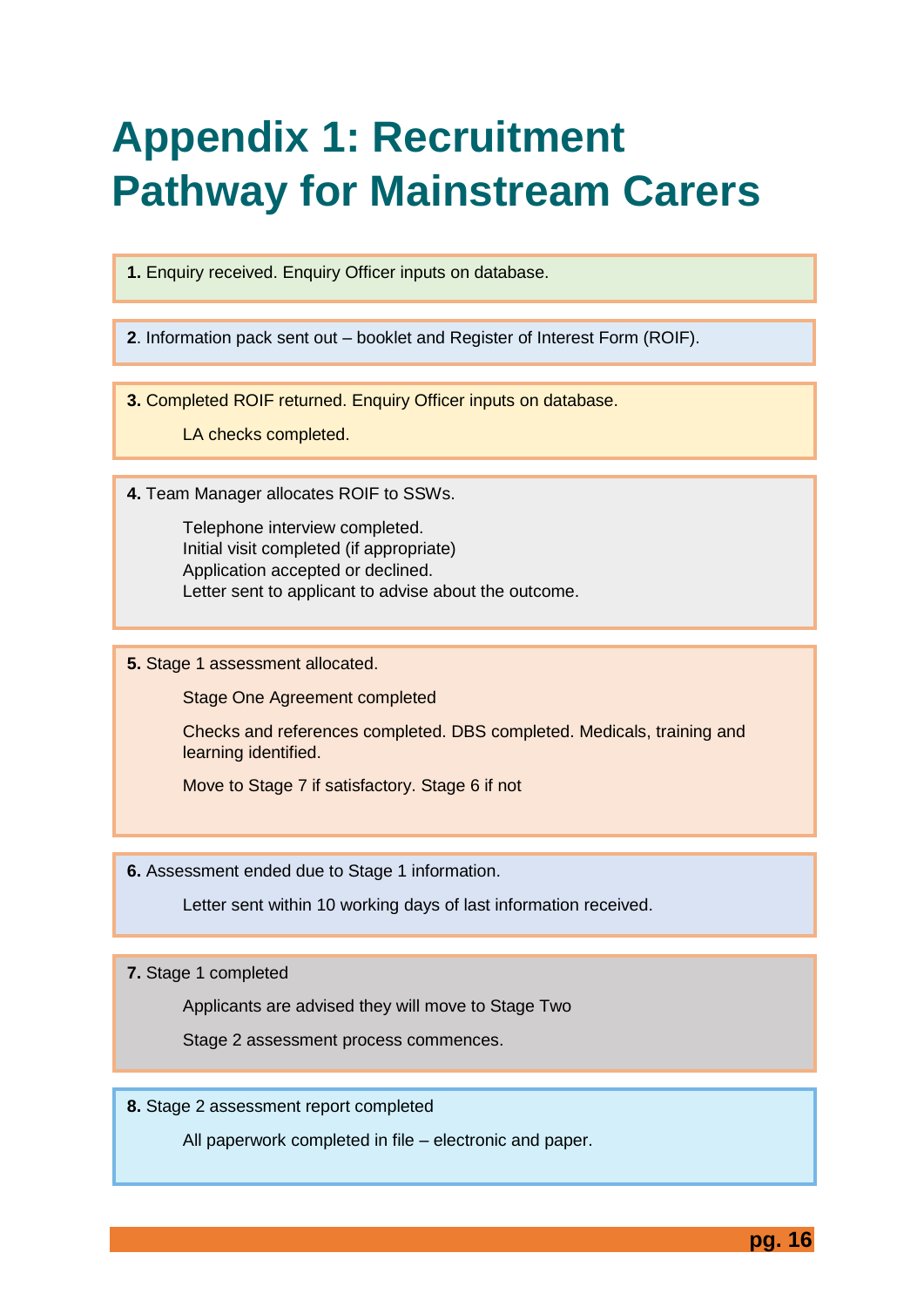# Appendix 1: Recruitment Pathway for Mainstream Carers

**1.** Enquiry received. Enquiry Officer inputs on database.

**2**. Information pack sent out – booklet and Register of Interest Form (ROIF).

**3.** Completed ROIF returned. Enquiry Officer inputs on database.

LA checks completed.

**4.** Team Manager allocates ROIF to SSWs.

Telephone interview completed.
Initial visit completed (if appropriate)
Application accepted or declined.
Letter sent to applicant to advise about the outcome.

**5.** Stage 1 assessment allocated.

Stage One Agreement completed

Checks and references completed. DBS completed. Medicals, training and learning identified.

Move to Stage 7 if satisfactory. Stage 6 if not

**6.** Assessment ended due to Stage 1 information.

Letter sent within 10 working days of last information received.

**7.** Stage 1 completed

Applicants are advised they will move to Stage Two

Stage 2 assessment process commences.

**8.** Stage 2 assessment report completed

All paperwork completed in file – electronic and paper.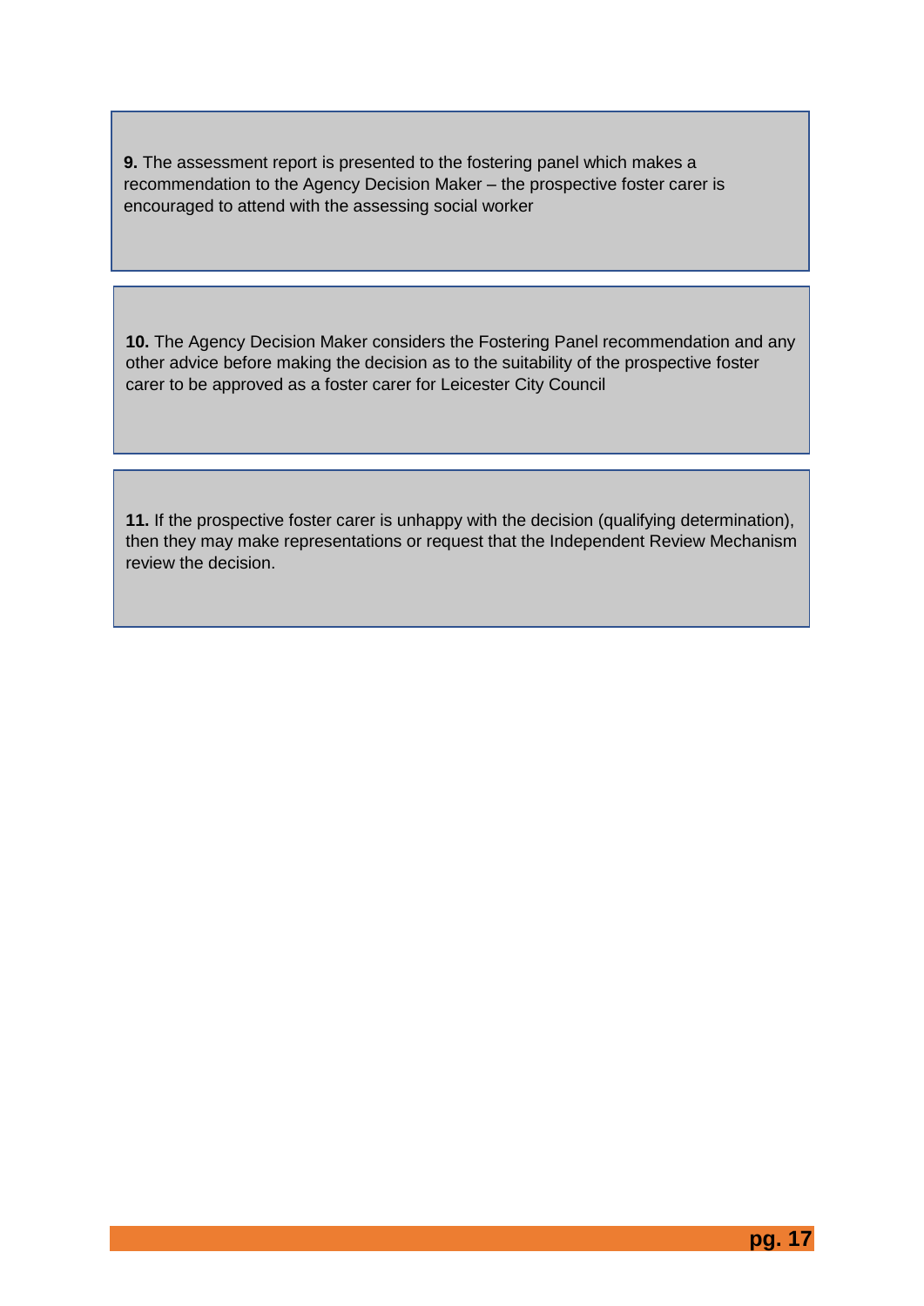**9.** The assessment report is presented to the fostering panel which makes a recommendation to the Agency Decision Maker – the prospective foster carer is encouraged to attend with the assessing social worker

**10.** The Agency Decision Maker considers the Fostering Panel recommendation and any other advice before making the decision as to the suitability of the prospective foster carer to be approved as a foster carer for Leicester City Council

**11.** If the prospective foster carer is unhappy with the decision (qualifying determination), then they may make representations or request that the Independent Review Mechanism review the decision.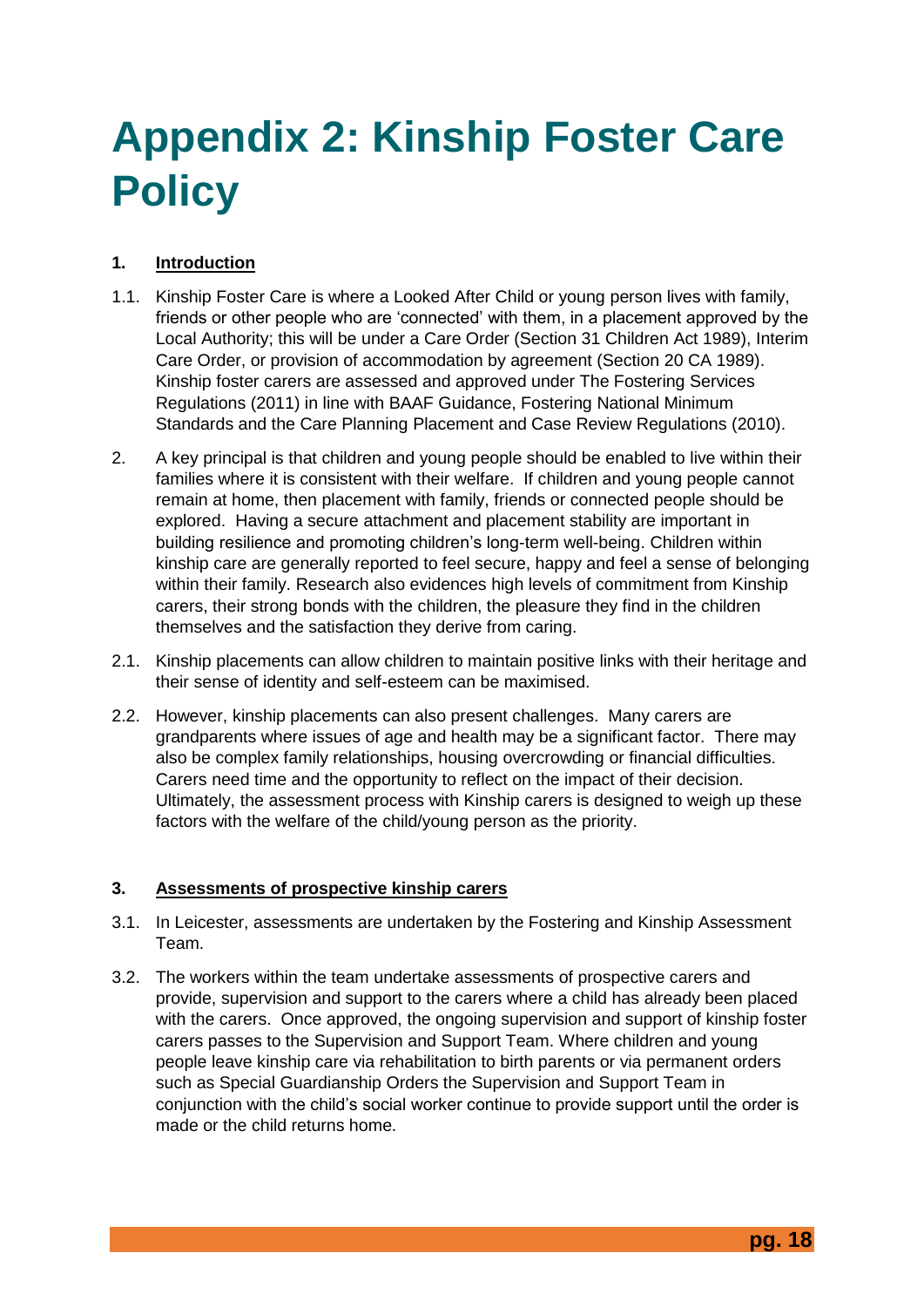# Appendix 2: Kinship Foster Care Policy

1. **Introduction**

1.1. Kinship Foster Care is where a Looked After Child or young person lives with family, friends or other people who are 'connected' with them, in a placement approved by the Local Authority; this will be under a Care Order (Section 31 Children Act 1989), Interim Care Order, or provision of accommodation by agreement (Section 20 CA 1989). Kinship foster carers are assessed and approved under The Fostering Services Regulations (2011) in line with BAAF Guidance, Fostering National Minimum Standards and the Care Planning Placement and Case Review Regulations (2010).

2. A key principal is that children and young people should be enabled to live within their families where it is consistent with their welfare. If children and young people cannot remain at home, then placement with family, friends or connected people should be explored. Having a secure attachment and placement stability are important in building resilience and promoting children's long-term well-being. Children within kinship care are generally reported to feel secure, happy and feel a sense of belonging within their family. Research also evidences high levels of commitment from Kinship carers, their strong bonds with the children, the pleasure they find in the children themselves and the satisfaction they derive from caring.

2.1. Kinship placements can allow children to maintain positive links with their heritage and their sense of identity and self-esteem can be maximised.

2.2. However, kinship placements can also present challenges. Many carers are grandparents where issues of age and health may be a significant factor. There may also be complex family relationships, housing overcrowding or financial difficulties. Carers need time and the opportunity to reflect on the impact of their decision. Ultimately, the assessment process with Kinship carers is designed to weigh up these factors with the welfare of the child/young person as the priority.

3. **Assessments of prospective kinship carers**

3.1. In Leicester, assessments are undertaken by the Fostering and Kinship Assessment Team.

3.2. The workers within the team undertake assessments of prospective carers and provide, supervision and support to the carers where a child has already been placed with the carers. Once approved, the ongoing supervision and support of kinship foster carers passes to the Supervision and Support Team. Where children and young people leave kinship care via rehabilitation to birth parents or via permanent orders such as Special Guardianship Orders the Supervision and Support Team in conjunction with the child's social worker continue to provide support until the order is made or the child returns home.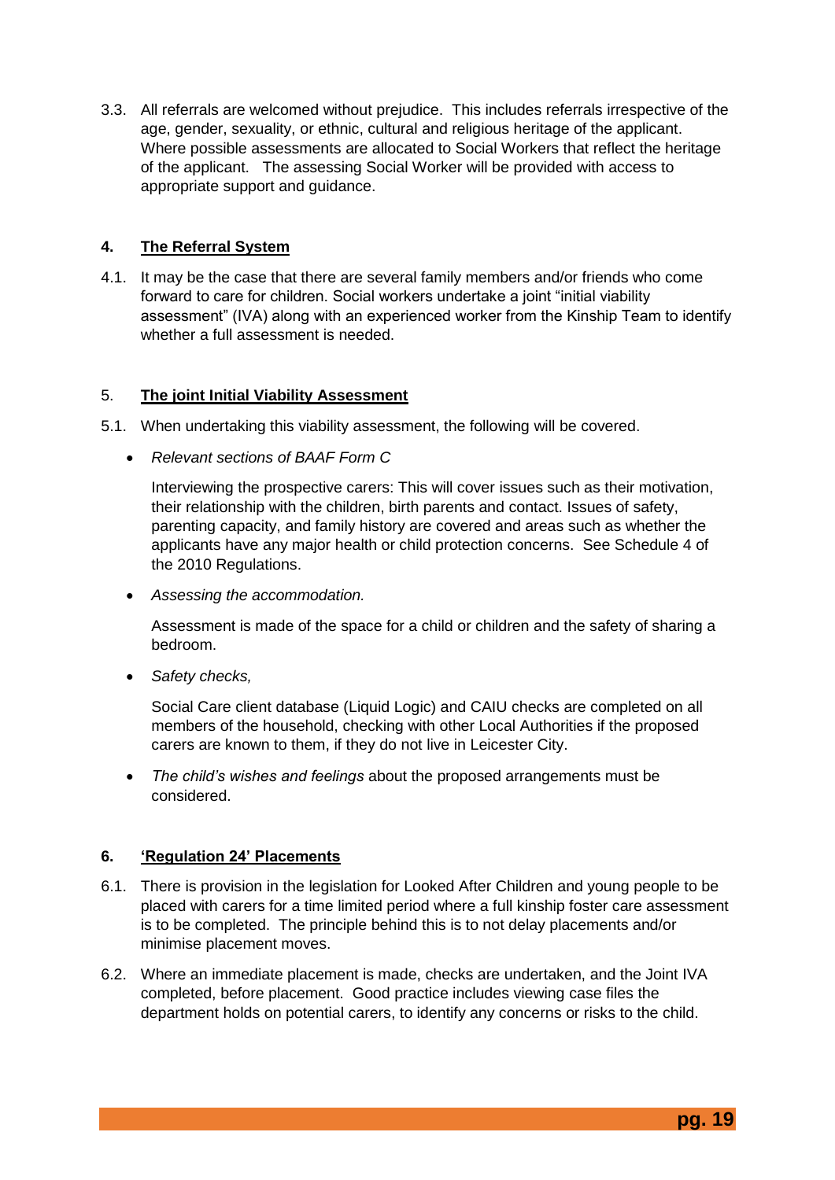3.3. All referrals are welcomed without prejudice. This includes referrals irrespective of the age, gender, sexuality, or ethnic, cultural and religious heritage of the applicant. Where possible assessments are allocated to Social Workers that reflect the heritage of the applicant. The assessing Social Worker will be provided with access to appropriate support and guidance.

## 4. The Referral System

4.1. It may be the case that there are several family members and/or friends who come forward to care for children. Social workers undertake a joint "initial viability assessment" (IVA) along with an experienced worker from the Kinship Team to identify whether a full assessment is needed.

## 5. The joint Initial Viability Assessment

5.1. When undertaking this viability assessment, the following will be covered.

- *Relevant sections of BAAF Form C*

  Interviewing the prospective carers: This will cover issues such as their motivation, their relationship with the children, birth parents and contact. Issues of safety, parenting capacity, and family history are covered and areas such as whether the applicants have any major health or child protection concerns. See Schedule 4 of the 2010 Regulations.

- *Assessing the accommodation.*

  Assessment is made of the space for a child or children and the safety of sharing a bedroom.

- *Safety checks,*

  Social Care client database (Liquid Logic) and CAIU checks are completed on all members of the household, checking with other Local Authorities if the proposed carers are known to them, if they do not live in Leicester City.

- *The child's wishes and feelings* about the proposed arrangements must be considered.

## 6. 'Regulation 24' Placements

6.1. There is provision in the legislation for Looked After Children and young people to be placed with carers for a time limited period where a full kinship foster care assessment is to be completed. The principle behind this is to not delay placements and/or minimise placement moves.

6.2. Where an immediate placement is made, checks are undertaken, and the Joint IVA completed, before placement. Good practice includes viewing case files the department holds on potential carers, to identify any concerns or risks to the child.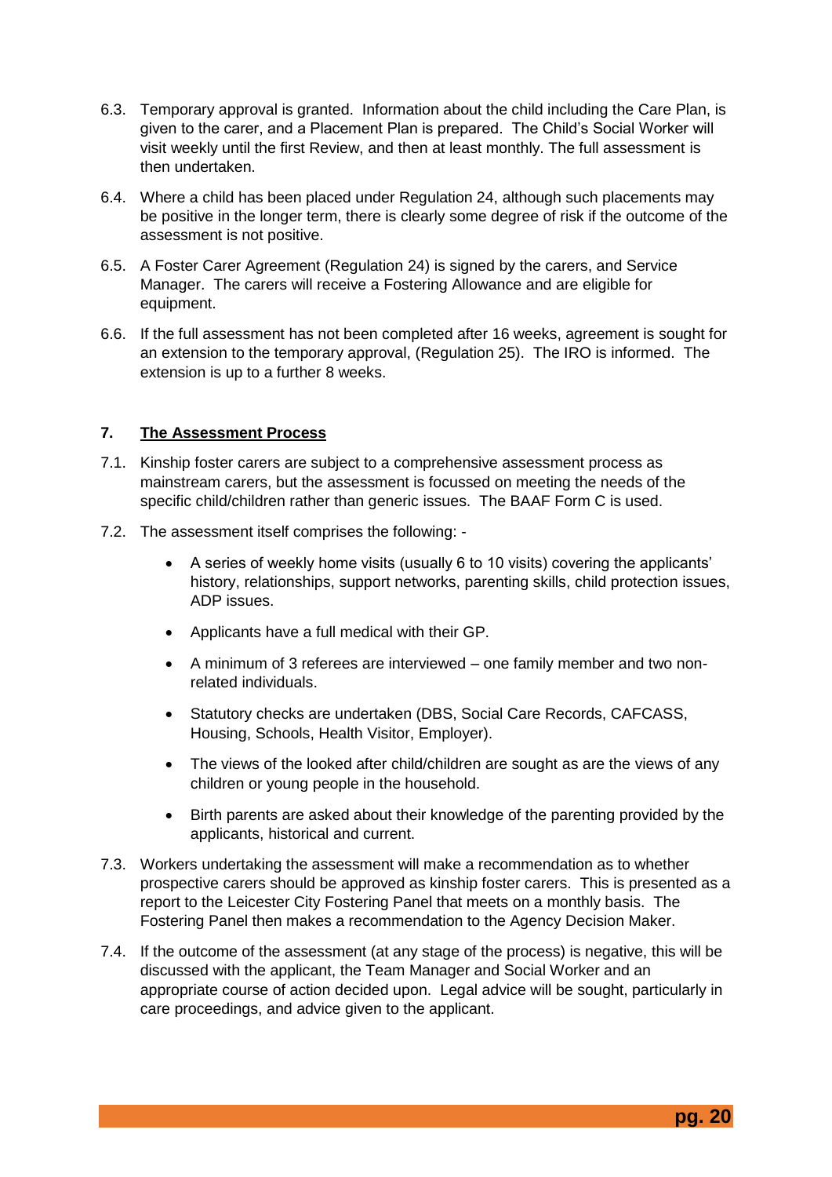6.3. Temporary approval is granted. Information about the child including the Care Plan, is given to the carer, and a Placement Plan is prepared. The Child's Social Worker will visit weekly until the first Review, and then at least monthly. The full assessment is then undertaken.

6.4. Where a child has been placed under Regulation 24, although such placements may be positive in the longer term, there is clearly some degree of risk if the outcome of the assessment is not positive.

6.5. A Foster Carer Agreement (Regulation 24) is signed by the carers, and Service Manager. The carers will receive a Fostering Allowance and are eligible for equipment.

6.6. If the full assessment has not been completed after 16 weeks, agreement is sought for an extension to the temporary approval, (Regulation 25). The IRO is informed. The extension is up to a further 8 weeks.

## 7. <u>The Assessment Process</u>

7.1. Kinship foster carers are subject to a comprehensive assessment process as mainstream carers, but the assessment is focussed on meeting the needs of the specific child/children rather than generic issues. The BAAF Form C is used.

7.2. The assessment itself comprises the following: -

- A series of weekly home visits (usually 6 to 10 visits) covering the applicants' history, relationships, support networks, parenting skills, child protection issues, ADP issues.
- Applicants have a full medical with their GP.
- A minimum of 3 referees are interviewed – one family member and two non-related individuals.
- Statutory checks are undertaken (DBS, Social Care Records, CAFCASS, Housing, Schools, Health Visitor, Employer).
- The views of the looked after child/children are sought as are the views of any children or young people in the household.
- Birth parents are asked about their knowledge of the parenting provided by the applicants, historical and current.

7.3. Workers undertaking the assessment will make a recommendation as to whether prospective carers should be approved as kinship foster carers. This is presented as a report to the Leicester City Fostering Panel that meets on a monthly basis. The Fostering Panel then makes a recommendation to the Agency Decision Maker.

7.4. If the outcome of the assessment (at any stage of the process) is negative, this will be discussed with the applicant, the Team Manager and Social Worker and an appropriate course of action decided upon. Legal advice will be sought, particularly in care proceedings, and advice given to the applicant.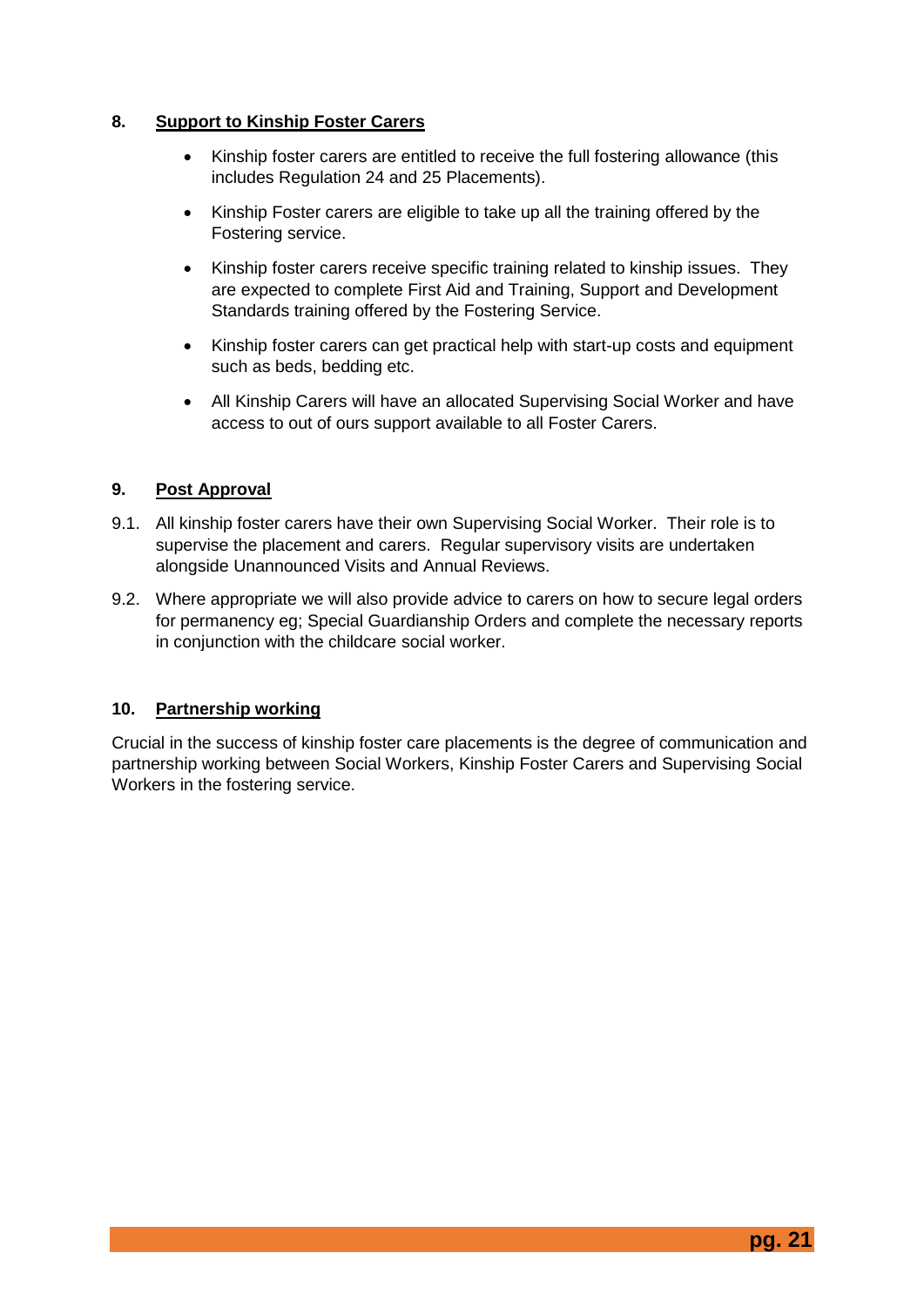## 8. Support to Kinship Foster Carers

- Kinship foster carers are entitled to receive the full fostering allowance (this includes Regulation 24 and 25 Placements).
- Kinship Foster carers are eligible to take up all the training offered by the Fostering service.
- Kinship foster carers receive specific training related to kinship issues. They are expected to complete First Aid and Training, Support and Development Standards training offered by the Fostering Service.
- Kinship foster carers can get practical help with start-up costs and equipment such as beds, bedding etc.
- All Kinship Carers will have an allocated Supervising Social Worker and have access to out of ours support available to all Foster Carers.

## 9. Post Approval

9.1. All kinship foster carers have their own Supervising Social Worker. Their role is to supervise the placement and carers. Regular supervisory visits are undertaken alongside Unannounced Visits and Annual Reviews.

9.2. Where appropriate we will also provide advice to carers on how to secure legal orders for permanency eg; Special Guardianship Orders and complete the necessary reports in conjunction with the childcare social worker.

## 10. Partnership working

Crucial in the success of kinship foster care placements is the degree of communication and partnership working between Social Workers, Kinship Foster Carers and Supervising Social Workers in the fostering service.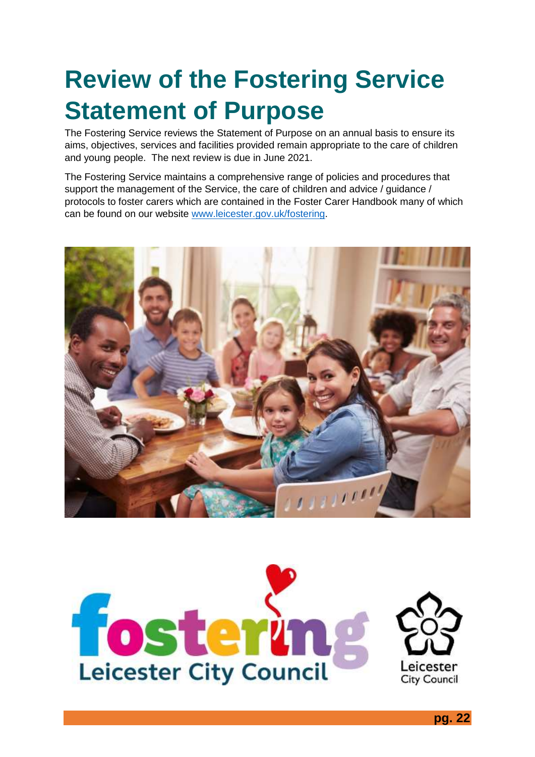# Review of the Fostering Service Statement of Purpose

The Fostering Service reviews the Statement of Purpose on an annual basis to ensure its aims, objectives, services and facilities provided remain appropriate to the care of children and young people. The next review is due in June 2021.

The Fostering Service maintains a comprehensive range of policies and procedures that support the management of the Service, the care of children and advice / guidance / protocols to foster carers which are contained in the Foster Carer Handbook many of which can be found on our website [www.leicester.gov.uk/fostering](http://www.leicester.gov.uk/fostering).